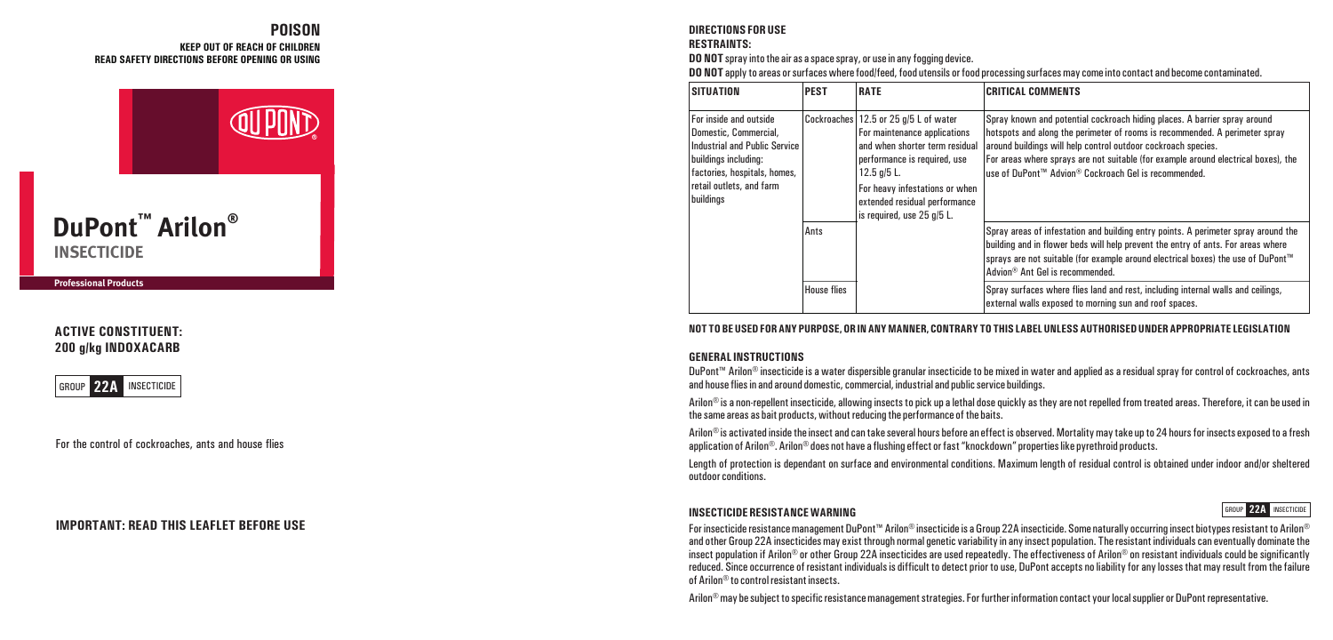# POISON

**KEEP OUT OF REACH OF CHILDREN**
**READ SAFETY DIRECTIONS BEFORE OPENING OR USING**

# DuPont™ Arilon®

## INSECTICIDE

**Professional Products**

**ACTIVE CONSTITUENT:**
**200 g/kg INDOXACARB**

GROUP **22A** INSECTICIDE

For the control of cockroaches, ants and house flies

**IMPORTANT: READ THIS LEAFLET BEFORE USE**

## DIRECTIONS FOR USE

**RESTRAINTS:**

**DO NOT** spray into the air as a space spray, or use in any fogging device.

**DO NOT** apply to areas or surfaces where food/feed, food utensils or food processing surfaces may come into contact and become contaminated.

| SITUATION | PEST | RATE | CRITICAL COMMENTS |
|---|---|---|---|
| For inside and outside Domestic, Commercial, Industrial and Public Service buildings including: factories, hospitals, homes, retail outlets, and farm buildings | Cockroaches | 12.5 or 25 g/5 L of water<br>For maintenance applications and when shorter term residual performance is required, use 12.5 g/5 L.<br>For heavy infestations or when extended residual performance is required, use 25 g/5 L. | Spray known and potential cockroach hiding places. A barrier spray around hotspots and along the perimeter of rooms is recommended. A perimeter spray around buildings will help control outdoor cockroach species.<br>For areas where sprays are not suitable (for example around electrical boxes), the use of DuPont™ Advion® Cockroach Gel is recommended. |
| | Ants | | Spray areas of infestation and building entry points. A perimeter spray around the building and in flower beds will help prevent the entry of ants. For areas where sprays are not suitable (for example around electrical boxes) the use of DuPont™ Advion® Ant Gel is recommended. |
| | House flies | | Spray surfaces where flies land and rest, including internal walls and ceilings, external walls exposed to morning sun and roof spaces. |

**NOT TO BE USED FOR ANY PURPOSE, OR IN ANY MANNER, CONTRARY TO THIS LABEL UNLESS AUTHORISED UNDER APPROPRIATE LEGISLATION**

### GENERAL INSTRUCTIONS

DuPont™ Arilon® insecticide is a water dispersible granular insecticide to be mixed in water and applied as a residual spray for control of cockroaches, ants and house flies in and around domestic, commercial, industrial and public service buildings.

Arilon® is a non-repellent insecticide, allowing insects to pick up a lethal dose quickly as they are not repelled from treated areas. Therefore, it can be used in the same areas as bait products, without reducing the performance of the baits.

Arilon® is activated inside the insect and can take several hours before an effect is observed. Mortality may take up to 24 hours for insects exposed to a fresh application of Arilon®. Arilon® does not have a flushing effect or fast "knockdown" properties like pyrethroid products.

Length of protection is dependant on surface and environmental conditions. Maximum length of residual control is obtained under indoor and/or sheltered outdoor conditions.

### INSECTICIDE RESISTANCE WARNING

GROUP **22A** INSECTICIDE

For insecticide resistance management DuPont™ Arilon® insecticide is a Group 22A insecticide. Some naturally occurring insect biotypes resistant to Arilon® and other Group 22A insecticides may exist through normal genetic variability in any insect population. The resistant individuals can eventually dominate the insect population if Arilon® or other Group 22A insecticides are used repeatedly. The effectiveness of Arilon® on resistant individuals could be significantly reduced. Since occurrence of resistant individuals is difficult to detect prior to use, DuPont accepts no liability for any losses that may result from the failure of Arilon® to control resistant insects.

Arilon® may be subject to specific resistance management strategies. For further information contact your local supplier or DuPont representative.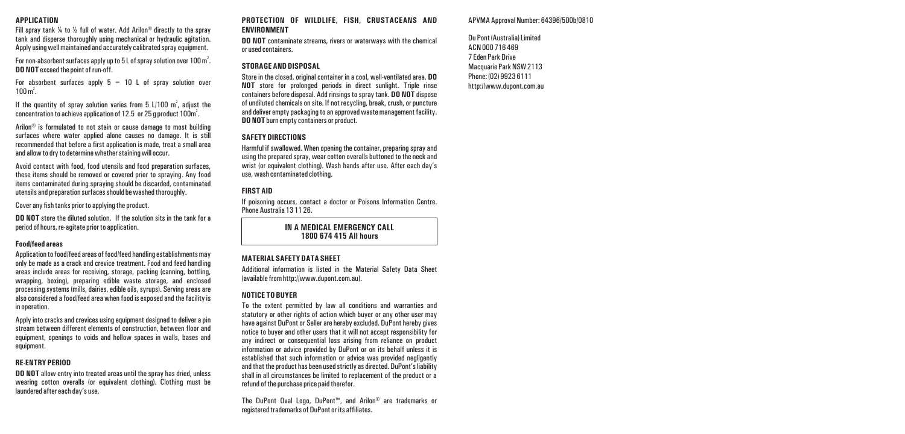## APPLICATION

Fill spray tank ¼ to ½ full of water. Add Arilon® directly to the spray tank and disperse thoroughly using mechanical or hydraulic agitation. Apply using well maintained and accurately calibrated spray equipment.

For non-absorbent surfaces apply up to 5 L of spray solution over 100 $m^2$. **DO NOT** exceed the point of run-off.

For absorbent surfaces apply 5 – 10 L of spray solution over 100 $m^2$.

If the quantity of spray solution varies from 5 L/100 $m^2$, adjust the concentration to achieve application of 12.5 or 25 g product 100$m^2$.

Arilon® is formulated to not stain or cause damage to most building surfaces where water applied alone causes no damage. It is still recommended that before a first application is made, treat a small area and allow to dry to determine whether staining will occur.

Avoid contact with food, food utensils and food preparation surfaces, these items should be removed or covered prior to spraying. Any food items contaminated during spraying should be discarded, contaminated utensils and preparation surfaces should be washed thoroughly.

Cover any fish tanks prior to applying the product.

**DO NOT** store the diluted solution. If the solution sits in the tank for a period of hours, re-agitate prior to application.

### Food/feed areas

Application to food/feed areas of food/feed handling establishments may only be made as a crack and crevice treatment. Food and feed handling areas include areas for receiving, storage, packing (canning, bottling, wrapping, boxing), preparing edible waste storage, and enclosed processing systems (mills, dairies, edible oils, syrups). Serving areas are also considered a food/feed area when food is exposed and the facility is in operation.

Apply into cracks and crevices using equipment designed to deliver a pin stream between different elements of construction, between floor and equipment, openings to voids and hollow spaces in walls, bases and equipment.

## RE-ENTRY PERIOD

**DO NOT** allow entry into treated areas until the spray has dried, unless wearing cotton overalls (or equivalent clothing). Clothing must be laundered after each day's use.

## PROTECTION OF WILDLIFE, FISH, CRUSTACEANS AND ENVIRONMENT

**DO NOT** contaminate streams, rivers or waterways with the chemical or used containers.

## STORAGE AND DISPOSAL

Store in the closed, original container in a cool, well-ventilated area. **DO NOT** store for prolonged periods in direct sunlight. Triple rinse containers before disposal. Add rinsings to spray tank. **DO NOT** dispose of undiluted chemicals on site. If not recycling, break, crush, or puncture and deliver empty packaging to an approved waste management facility. **DO NOT** burn empty containers or product.

## SAFETY DIRECTIONS

Harmful if swallowed. When opening the container, preparing spray and using the prepared spray, wear cotton overalls buttoned to the neck and wrist (or equivalent clothing). Wash hands after use. After each day's use, wash contaminated clothing.

## FIRST AID

If poisoning occurs, contact a doctor or Poisons Information Centre. Phone Australia 13 11 26.

**IN A MEDICAL EMERGENCY CALL**
**1800 674 415 All hours**

## MATERIAL SAFETY DATA SHEET

Additional information is listed in the Material Safety Data Sheet (available from http://www.dupont.com.au).

## NOTICE TO BUYER

To the extent permitted by law all conditions and warranties and statutory or other rights of action which buyer or any other user may have against DuPont or Seller are hereby excluded. DuPont hereby gives notice to buyer and other users that it will not accept responsibility for any indirect or consequential loss arising from reliance on product information or advice provided by DuPont or on its behalf unless it is established that such information or advice was provided negligently and that the product has been used strictly as directed. DuPont's liability shall in all circumstances be limited to replacement of the product or a refund of the purchase price paid therefor.

The DuPont Oval Logo, DuPont™, and Arilon® are trademarks or registered trademarks of DuPont or its affiliates.

APVMA Approval Number: 64396/500b/0810

Du Pont (Australia) Limited
ACN 000 716 469
7 Eden Park Drive
Macquarie Park NSW 2113
Phone: (02) 9923 6111
http://www.dupont.com.au